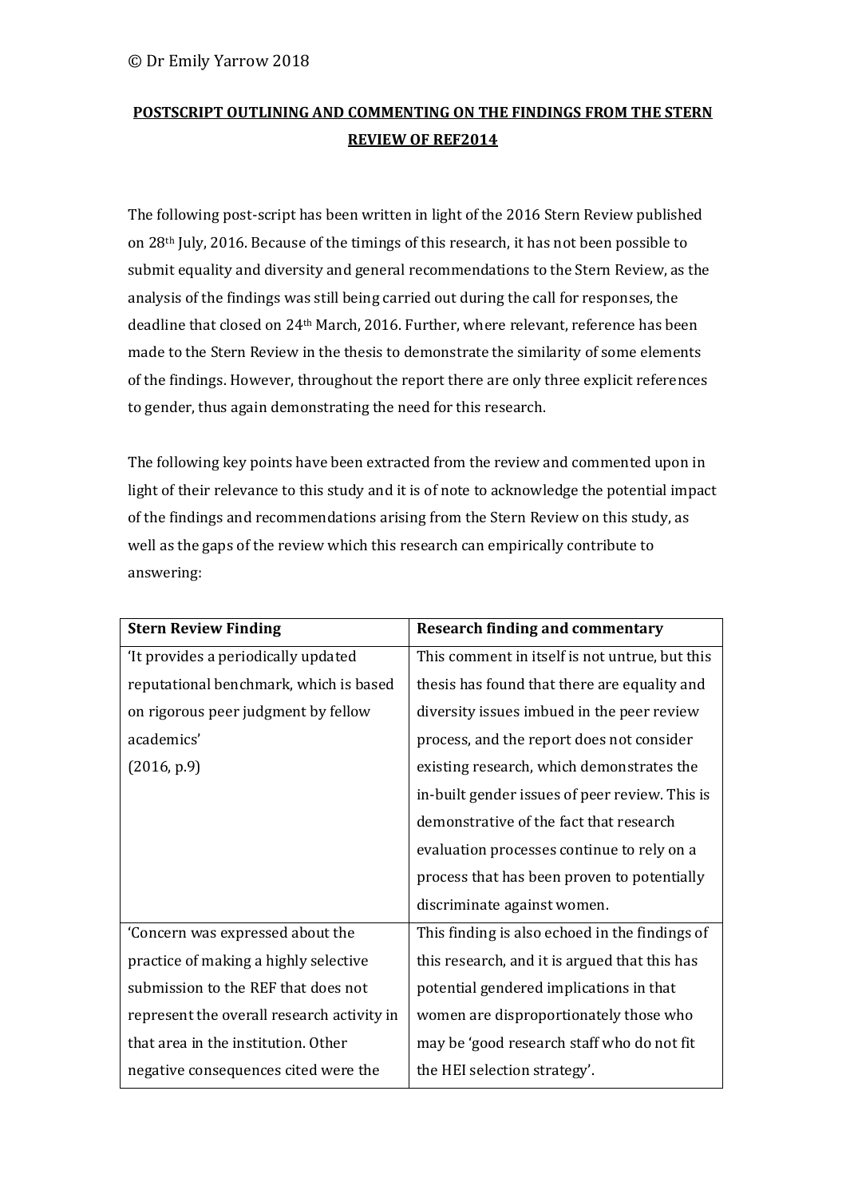© Dr Emily Yarrow 2018

**POSTSCRIPT OUTLINING AND COMMENTING ON THE FINDINGS FROM THE STERN REVIEW OF REF2014**

The following post-script has been written in light of the 2016 Stern Review published on 28th July, 2016. Because of the timings of this research, it has not been possible to submit equality and diversity and general recommendations to the Stern Review, as the analysis of the findings was still being carried out during the call for responses, the deadline that closed on 24th March, 2016. Further, where relevant, reference has been made to the Stern Review in the thesis to demonstrate the similarity of some elements of the findings. However, throughout the report there are only three explicit references to gender, thus again demonstrating the need for this research.

The following key points have been extracted from the review and commented upon in light of their relevance to this study and it is of note to acknowledge the potential impact of the findings and recommendations arising from the Stern Review on this study, as well as the gaps of the review which this research can empirically contribute to answering:

| Stern Review Finding | Research finding and commentary |
|---|---|
| 'It provides a periodically updated reputational benchmark, which is based on rigorous peer judgment by fellow academics' (2016, p.9) | This comment in itself is not untrue, but this thesis has found that there are equality and diversity issues imbued in the peer review process, and the report does not consider existing research, which demonstrates the in-built gender issues of peer review. This is demonstrative of the fact that research evaluation processes continue to rely on a process that has been proven to potentially discriminate against women. |
| 'Concern was expressed about the practice of making a highly selective submission to the REF that does not represent the overall research activity in that area in the institution. Other negative consequences cited were the | This finding is also echoed in the findings of this research, and it is argued that this has potential gendered implications in that women are disproportionately those who may be 'good research staff who do not fit the HEI selection strategy'. |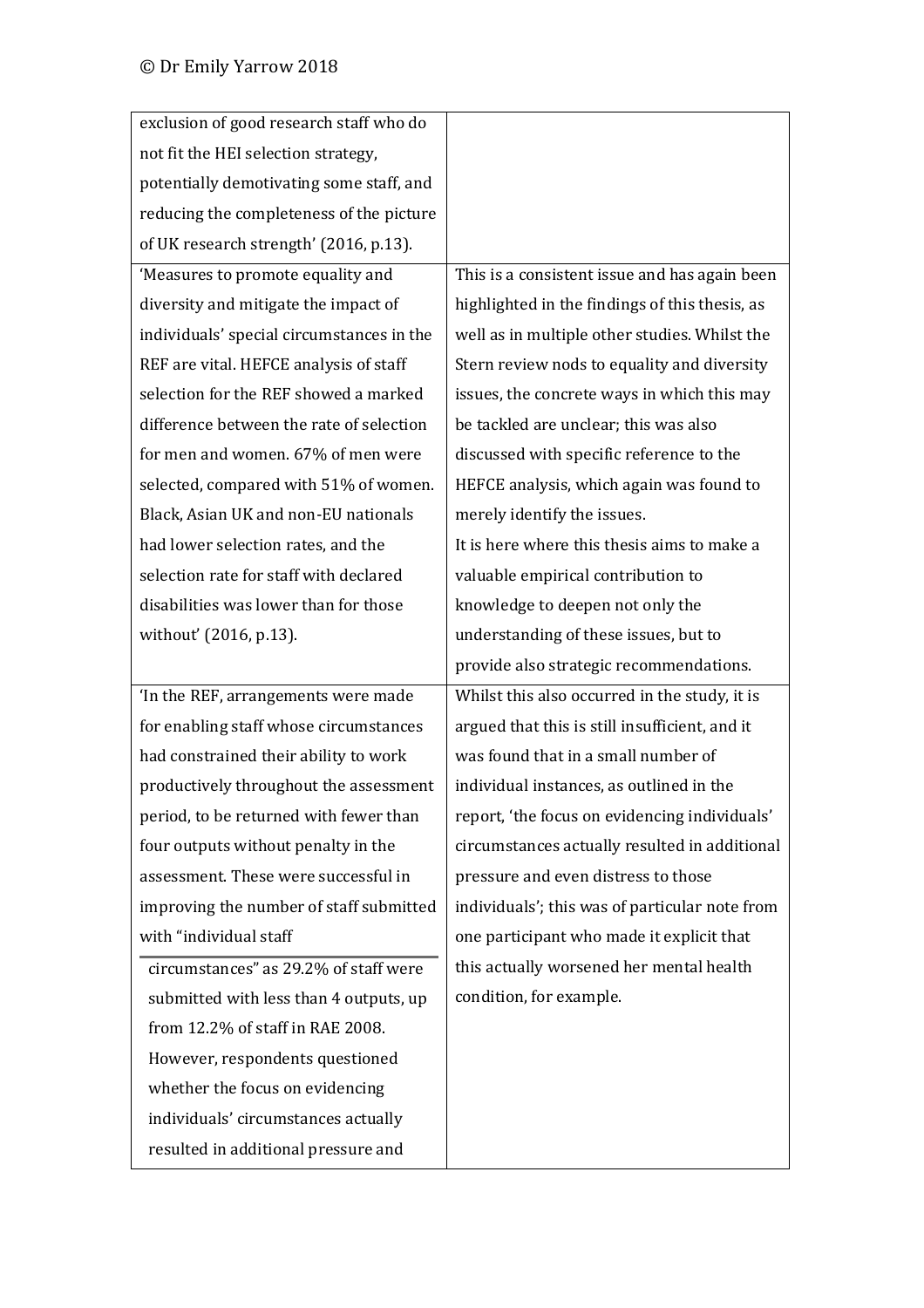| | |
|---|---|
| exclusion of good research staff who do not fit the HEI selection strategy, potentially demotivating some staff, and reducing the completeness of the picture of UK research strength' (2016, p.13). | |
| 'Measures to promote equality and diversity and mitigate the impact of individuals' special circumstances in the REF are vital. HEFCE analysis of staff selection for the REF showed a marked difference between the rate of selection for men and women. 67% of men were selected, compared with 51% of women. Black, Asian UK and non-EU nationals had lower selection rates, and the selection rate for staff with declared disabilities was lower than for those without' (2016, p.13). | This is a consistent issue and has again been highlighted in the findings of this thesis, as well as in multiple other studies. Whilst the Stern review nods to equality and diversity issues, the concrete ways in which this may be tackled are unclear; this was also discussed with specific reference to the HEFCE analysis, which again was found to merely identify the issues. It is here where this thesis aims to make a valuable empirical contribution to knowledge to deepen not only the understanding of these issues, but to provide also strategic recommendations. |
| 'In the REF, arrangements were made for enabling staff whose circumstances had constrained their ability to work productively throughout the assessment period, to be returned with fewer than four outputs without penalty in the assessment. These were successful in improving the number of staff submitted with "individual staff circumstances" as 29.2% of staff were submitted with less than 4 outputs, up from 12.2% of staff in RAE 2008. However, respondents questioned whether the focus on evidencing individuals' circumstances actually resulted in additional pressure and | Whilst this also occurred in the study, it is argued that this is still insufficient, and it was found that in a small number of individual instances, as outlined in the report, 'the focus on evidencing individuals' circumstances actually resulted in additional pressure and even distress to those individuals'; this was of particular note from one participant who made it explicit that this actually worsened her mental health condition, for example. |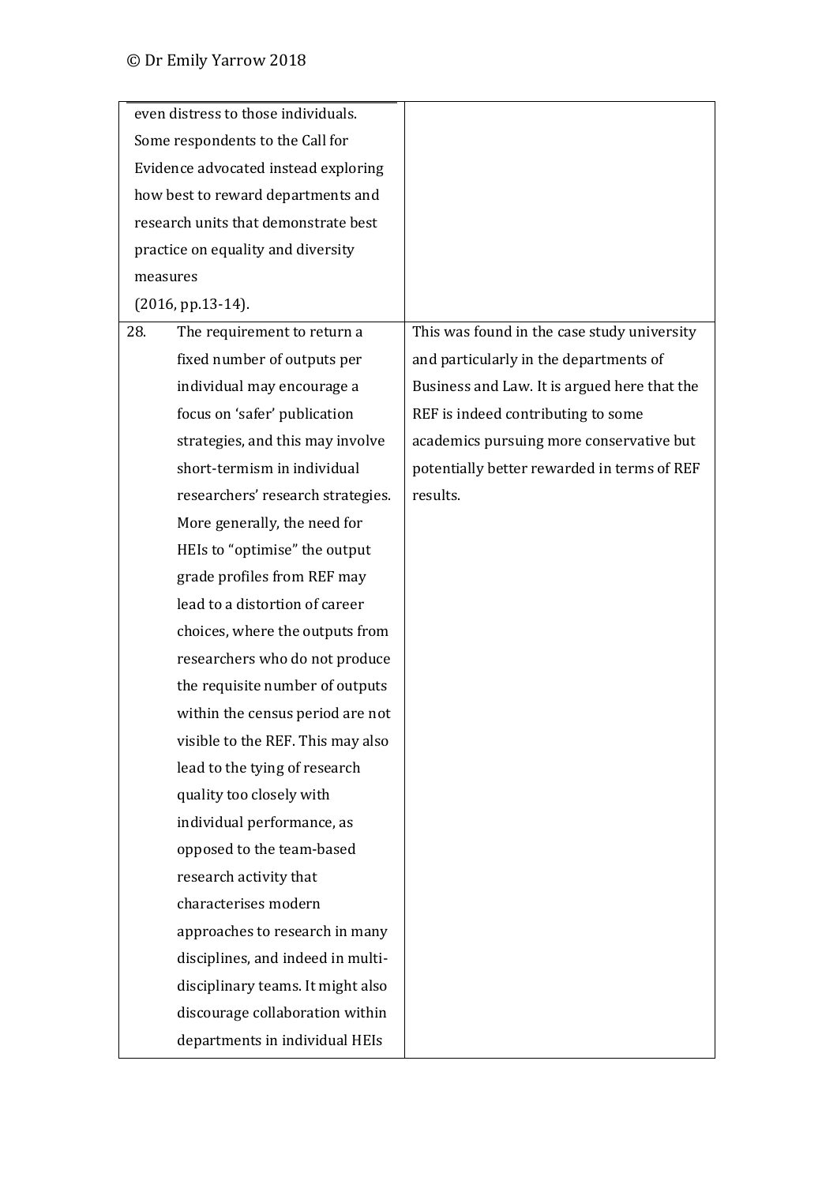| | |
|---|---|
| even distress to those individuals. Some respondents to the Call for Evidence advocated instead exploring how best to reward departments and research units that demonstrate best practice on equality and diversity measures (2016, pp.13-14). | |
| 28. The requirement to return a fixed number of outputs per individual may encourage a focus on 'safer' publication strategies, and this may involve short-termism in individual researchers' research strategies. More generally, the need for HEIs to "optimise" the output grade profiles from REF may lead to a distortion of career choices, where the outputs from researchers who do not produce the requisite number of outputs within the census period are not visible to the REF. This may also lead to the tying of research quality too closely with individual performance, as opposed to the team-based research activity that characterises modern approaches to research in many disciplines, and indeed in multi-disciplinary teams. It might also discourage collaboration within departments in individual HEIs | This was found in the case study university and particularly in the departments of Business and Law. It is argued here that the REF is indeed contributing to some academics pursuing more conservative but potentially better rewarded in terms of REF results. |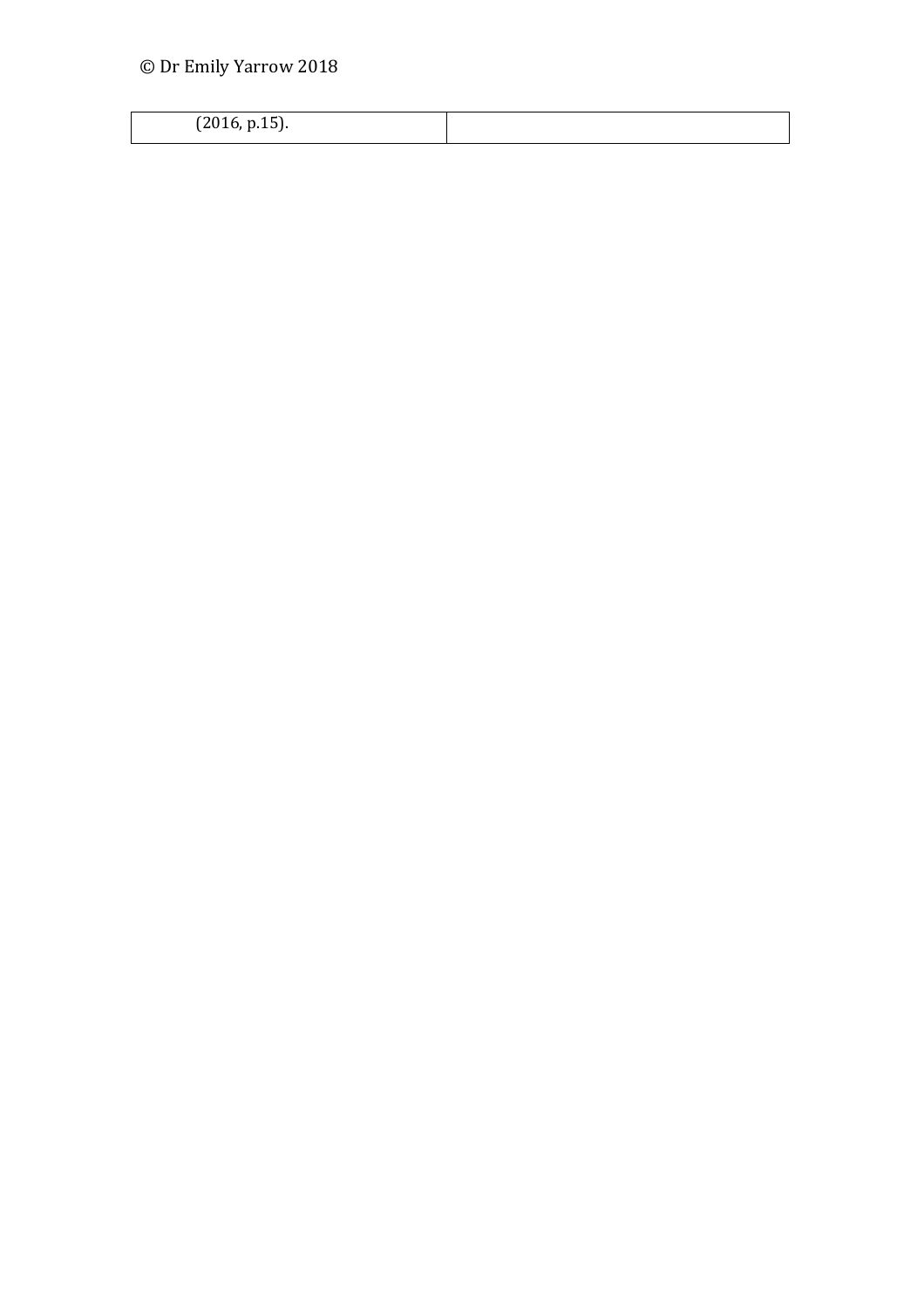| | |
|---|---|
| (2016, p.15). | |